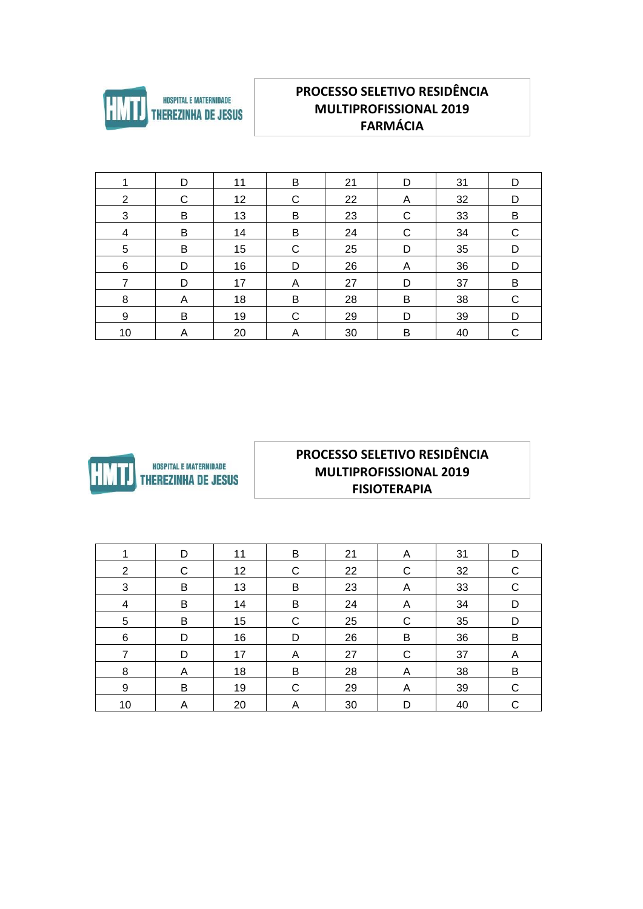HOSPITAL E MATERNIDADE THEREZINHA DE JESUS

## PROCESSO SELETIVO RESIDÊNCIA MULTIPROFISSIONAL 2019
## FARMÁCIA

| | | | | | | | |
|---|---|---|---|---|---|---|---|
| 1 | D | 11 | B | 21 | D | 31 | D |
| 2 | C | 12 | C | 22 | A | 32 | D |
| 3 | B | 13 | B | 23 | C | 33 | B |
| 4 | B | 14 | B | 24 | C | 34 | C |
| 5 | B | 15 | C | 25 | D | 35 | D |
| 6 | D | 16 | D | 26 | A | 36 | D |
| 7 | D | 17 | A | 27 | D | 37 | B |
| 8 | A | 18 | B | 28 | B | 38 | C |
| 9 | B | 19 | C | 29 | D | 39 | D |
| 10 | A | 20 | A | 30 | B | 40 | C |

HOSPITAL E MATERNIDADE THEREZINHA DE JESUS

## PROCESSO SELETIVO RESIDÊNCIA MULTIPROFISSIONAL 2019
## FISIOTERAPIA

| | | | | | | | |
|---|---|---|---|---|---|---|---|
| 1 | D | 11 | B | 21 | A | 31 | D |
| 2 | C | 12 | C | 22 | C | 32 | C |
| 3 | B | 13 | B | 23 | A | 33 | C |
| 4 | B | 14 | B | 24 | A | 34 | D |
| 5 | B | 15 | C | 25 | C | 35 | D |
| 6 | D | 16 | D | 26 | B | 36 | B |
| 7 | D | 17 | A | 27 | C | 37 | A |
| 8 | A | 18 | B | 28 | A | 38 | B |
| 9 | B | 19 | C | 29 | A | 39 | C |
| 10 | A | 20 | A | 30 | D | 40 | C |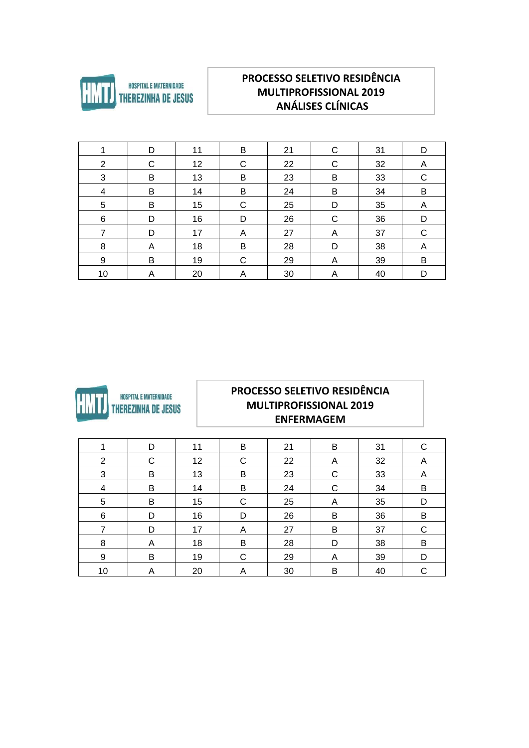HOSPITAL E MATERNIDADE THEREZINHA DE JESUS

## PROCESSO SELETIVO RESIDÊNCIA MULTIPROFISSIONAL 2019
## ANÁLISES CLÍNICAS

| | | | | | | | |
|---|---|---|---|---|---|---|---|
| 1 | D | 11 | B | 21 | C | 31 | D |
| 2 | C | 12 | C | 22 | C | 32 | A |
| 3 | B | 13 | B | 23 | B | 33 | C |
| 4 | B | 14 | B | 24 | B | 34 | B |
| 5 | B | 15 | C | 25 | D | 35 | A |
| 6 | D | 16 | D | 26 | C | 36 | D |
| 7 | D | 17 | A | 27 | A | 37 | C |
| 8 | A | 18 | B | 28 | D | 38 | A |
| 9 | B | 19 | C | 29 | A | 39 | B |
| 10 | A | 20 | A | 30 | A | 40 | D |

HOSPITAL E MATERNIDADE THEREZINHA DE JESUS

## PROCESSO SELETIVO RESIDÊNCIA MULTIPROFISSIONAL 2019
## ENFERMAGEM

| | | | | | | | |
|---|---|---|---|---|---|---|---|
| 1 | D | 11 | B | 21 | B | 31 | C |
| 2 | C | 12 | C | 22 | A | 32 | A |
| 3 | B | 13 | B | 23 | C | 33 | A |
| 4 | B | 14 | B | 24 | C | 34 | B |
| 5 | B | 15 | C | 25 | A | 35 | D |
| 6 | D | 16 | D | 26 | B | 36 | B |
| 7 | D | 17 | A | 27 | B | 37 | C |
| 8 | A | 18 | B | 28 | D | 38 | B |
| 9 | B | 19 | C | 29 | A | 39 | D |
| 10 | A | 20 | A | 30 | B | 40 | C |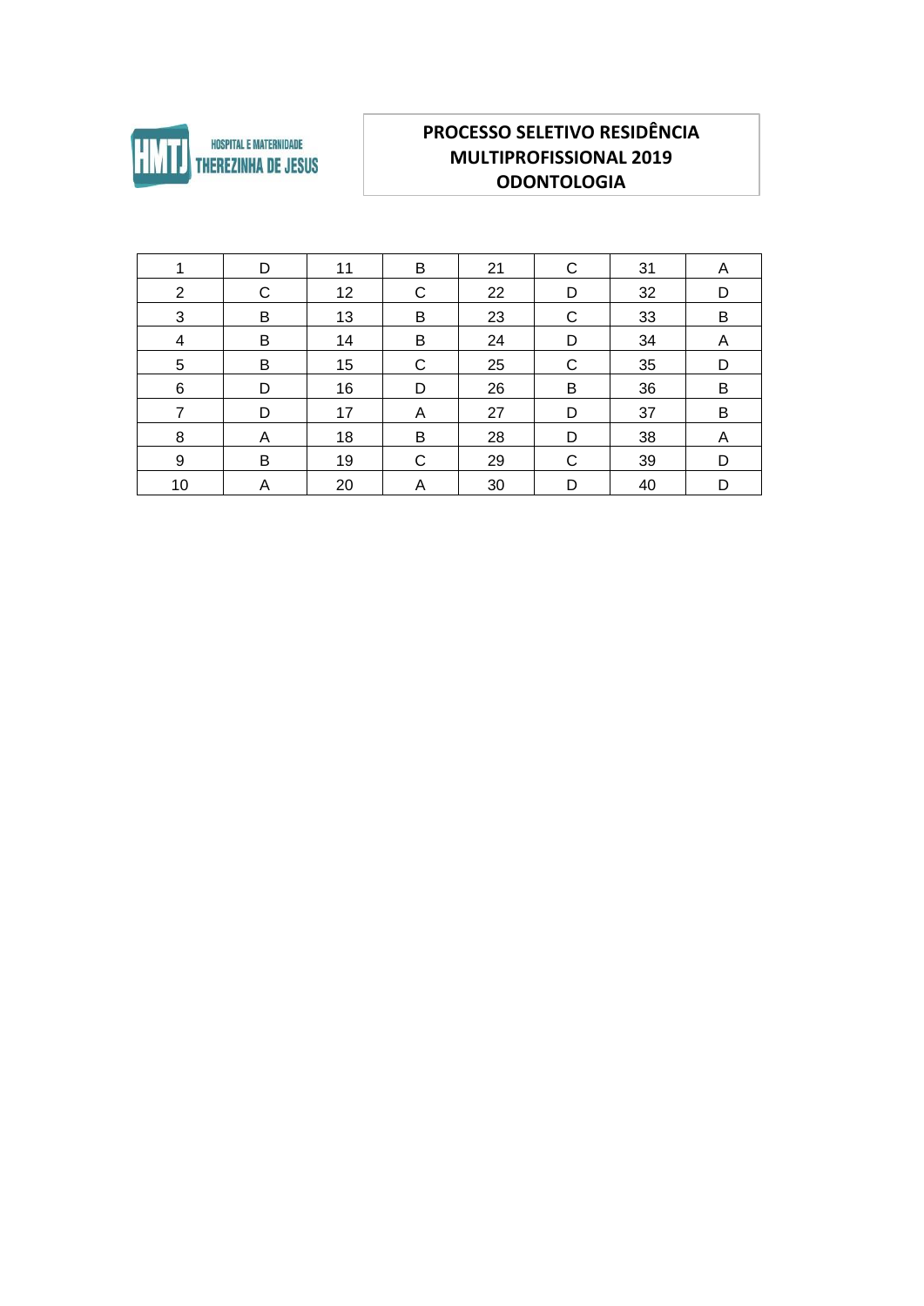HOSPITAL E MATERNIDADE THEREZINHA DE JESUS

# PROCESSO SELETIVO RESIDÊNCIA MULTIPROFISSIONAL 2019 ODONTOLOGIA

| | | | | | | | |
|---|---|---|---|---|---|---|---|
| 1 | D | 11 | B | 21 | C | 31 | A |
| 2 | C | 12 | C | 22 | D | 32 | D |
| 3 | B | 13 | B | 23 | C | 33 | B |
| 4 | B | 14 | B | 24 | D | 34 | A |
| 5 | B | 15 | C | 25 | C | 35 | D |
| 6 | D | 16 | D | 26 | B | 36 | B |
| 7 | D | 17 | A | 27 | D | 37 | B |
| 8 | A | 18 | B | 28 | D | 38 | A |
| 9 | B | 19 | C | 29 | C | 39 | D |
| 10 | A | 20 | A | 30 | D | 40 | D |